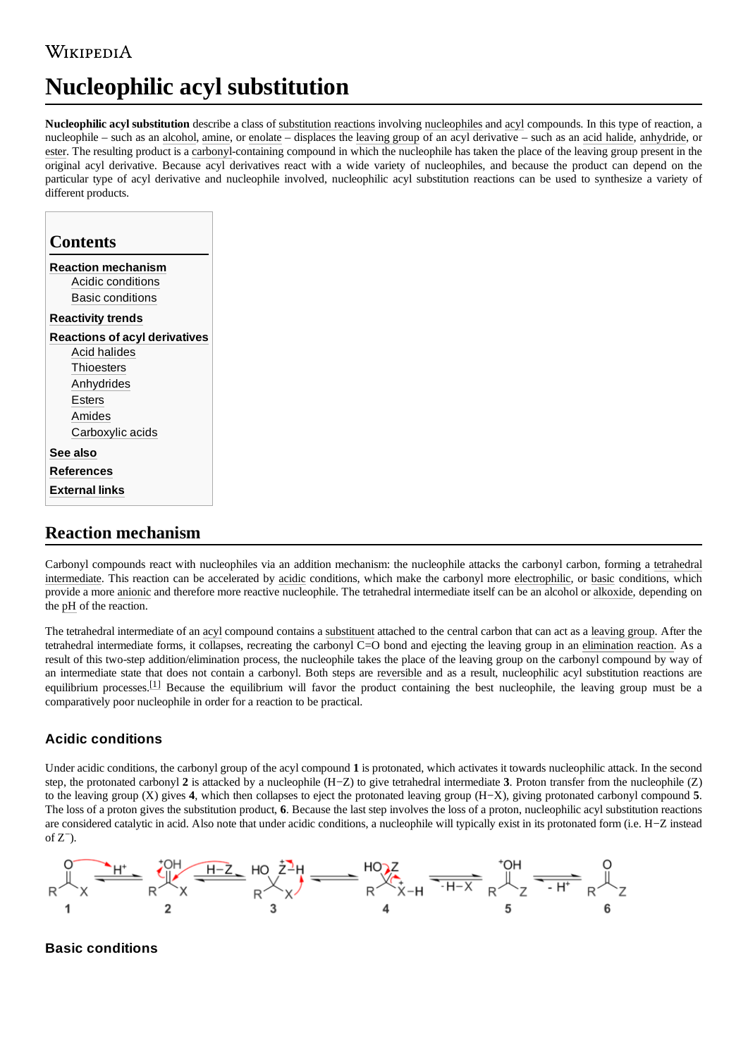# Nucleophilic acyl substitution

**Nucleophilic acyl substitution** describe a class of substitution reactions involving nucleophiles and acyl compounds. In this type of reaction, a nucleophile – such as an alcohol, amine, or enolate – displaces the leaving group of an acyl derivative – such as an acid halide, anhydride, or ester. The resulting product is a carbonyl-containing compound in which the nucleophile has taken the place of the leaving group present in the original acyl derivative. Because acyl derivatives react with a wide variety of nucleophiles, and because the product can depend on the particular type of acyl derivative and nucleophile involved, nucleophilic acyl substitution reactions can be used to synthesize a variety of different products.

## Contents

- Reaction mechanism
  - Acidic conditions
  - Basic conditions
- Reactivity trends
- Reactions of acyl derivatives
  - Acid halides
  - Thioesters
  - Anhydrides
  - Esters
  - Amides
  - Carboxylic acids
- See also
- References
- External links

## Reaction mechanism

Carbonyl compounds react with nucleophiles via an addition mechanism: the nucleophile attacks the carbonyl carbon, forming a tetrahedral intermediate. This reaction can be accelerated by acidic conditions, which make the carbonyl more electrophilic, or basic conditions, which provide a more anionic and therefore more reactive nucleophile. The tetrahedral intermediate itself can be an alcohol or alkoxide, depending on the pH of the reaction.

The tetrahedral intermediate of an acyl compound contains a substituent attached to the central carbon that can act as a leaving group. After the tetrahedral intermediate forms, it collapses, recreating the carbonyl C=O bond and ejecting the leaving group in an elimination reaction. As a result of this two-step addition/elimination process, the nucleophile takes the place of the leaving group on the carbonyl compound by way of an intermediate state that does not contain a carbonyl. Both steps are reversible and as a result, nucleophilic acyl substitution reactions are equilibrium processes.[1] Because the equilibrium will favor the product containing the best nucleophile, the leaving group must be a comparatively poor nucleophile in order for a reaction to be practical.

### Acidic conditions

Under acidic conditions, the carbonyl group of the acyl compound **1** is protonated, which activates it towards nucleophilic attack. In the second step, the protonated carbonyl **2** is attacked by a nucleophile (H−Z) to give tetrahedral intermediate **3**. Proton transfer from the nucleophile (Z) to the leaving group (X) gives **4**, which then collapses to eject the protonated leaving group (H−X), giving protonated carbonyl compound **5**. The loss of a proton gives the substitution product, **6**. Because the last step involves the loss of a proton, nucleophilic acyl substitution reactions are considered catalytic in acid. Also note that under acidic conditions, a nucleophile will typically exist in its protonated form (i.e. H−Z instead of $Z^-$).

### Basic conditions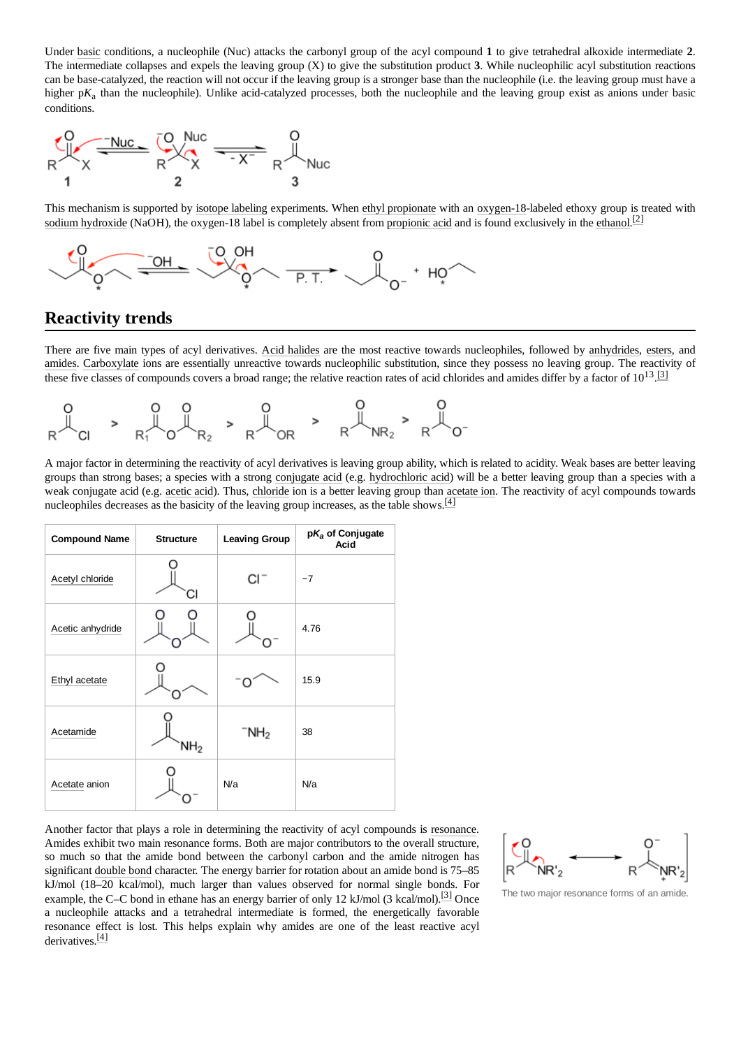Under basic conditions, a nucleophile (Nuc) attacks the carbonyl group of the acyl compound **1** to give tetrahedral alkoxide intermediate **2**. The intermediate collapses and expels the leaving group (X) to give the substitution product **3**. While nucleophilic acyl substitution reactions can be base-catalyzed, the reaction will not occur if the leaving group is a stronger base than the nucleophile (i.e. the leaving group must have a higher p$K_a$ than the nucleophile). Unlike acid-catalyzed processes, both the nucleophile and the leaving group exist as anions under basic conditions.

This mechanism is supported by isotope labeling experiments. When ethyl propionate with an oxygen-18-labeled ethoxy group is treated with sodium hydroxide (NaOH), the oxygen-18 label is completely absent from propionic acid and is found exclusively in the ethanol.[2]

## Reactivity trends

There are five main types of acyl derivatives. Acid halides are the most reactive towards nucleophiles, followed by anhydrides, esters, and amides. Carboxylate ions are essentially unreactive towards nucleophilic substitution, since they possess no leaving group. The reactivity of these five classes of compounds covers a broad range; the relative reaction rates of acid chlorides and amides differ by a factor of $10^{13}$.[3]

A major factor in determining the reactivity of acyl derivatives is leaving group ability, which is related to acidity. Weak bases are better leaving groups than strong bases; a species with a strong conjugate acid (e.g. hydrochloric acid) will be a better leaving group than a species with a weak conjugate acid (e.g. acetic acid). Thus, chloride ion is a better leaving group than acetate ion. The reactivity of acyl compounds towards nucleophiles decreases as the basicity of the leaving group increases, as the table shows.[4]

| Compound Name | Structure | Leaving Group | p$K_a$ of Conjugate Acid |
|---|---|---|---|
| Acetyl chloride | | $Cl^-$ | −7 |
| Acetic anhydride | | | 4.76 |
| Ethyl acetate | | | 15.9 |
| Acetamide | | $^-NH_2$ | 38 |
| Acetate anion | | N/a | N/a |

Another factor that plays a role in determining the reactivity of acyl compounds is resonance. Amides exhibit two main resonance forms. Both are major contributors to the overall structure, so much so that the amide bond between the carbonyl carbon and the amide nitrogen has significant double bond character. The energy barrier for rotation about an amide bond is 75–85 kJ/mol (18–20 kcal/mol), much larger than values observed for normal single bonds. For example, the C–C bond in ethane has an energy barrier of only 12 kJ/mol (3 kcal/mol).[3] Once a nucleophile attacks and a tetrahedral intermediate is formed, the energetically favorable resonance effect is lost. This helps explain why amides are one of the least reactive acyl derivatives.[4]

The two major resonance forms of an amide.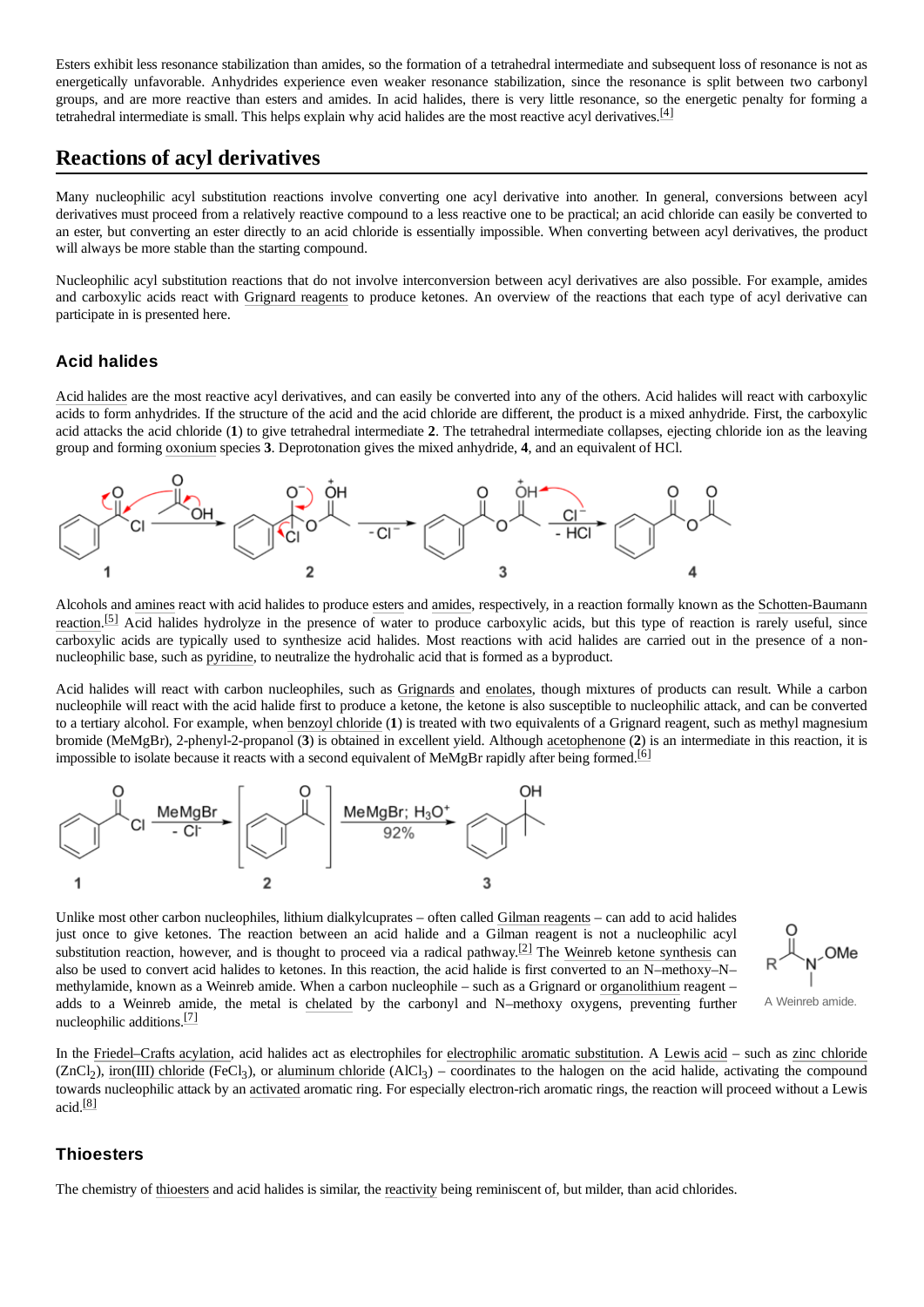Esters exhibit less resonance stabilization than amides, so the formation of a tetrahedral intermediate and subsequent loss of resonance is not as energetically unfavorable. Anhydrides experience even weaker resonance stabilization, since the resonance is split between two carbonyl groups, and are more reactive than esters and amides. In acid halides, there is very little resonance, so the energetic penalty for forming a tetrahedral intermediate is small. This helps explain why acid halides are the most reactive acyl derivatives.[4]

## Reactions of acyl derivatives

Many nucleophilic acyl substitution reactions involve converting one acyl derivative into another. In general, conversions between acyl derivatives must proceed from a relatively reactive compound to a less reactive one to be practical; an acid chloride can easily be converted to an ester, but converting an ester directly to an acid chloride is essentially impossible. When converting between acyl derivatives, the product will always be more stable than the starting compound.

Nucleophilic acyl substitution reactions that do not involve interconversion between acyl derivatives are also possible. For example, amides and carboxylic acids react with Grignard reagents to produce ketones. An overview of the reactions that each type of acyl derivative can participate in is presented here.

### Acid halides

Acid halides are the most reactive acyl derivatives, and can easily be converted into any of the others. Acid halides will react with carboxylic acids to form anhydrides. If the structure of the acid and the acid chloride are different, the product is a mixed anhydride. First, the carboxylic acid attacks the acid chloride (**1**) to give tetrahedral intermediate **2**. The tetrahedral intermediate collapses, ejecting chloride ion as the leaving group and forming oxonium species **3**. Deprotonation gives the mixed anhydride, **4**, and an equivalent of HCl.

Alcohols and amines react with acid halides to produce esters and amides, respectively, in a reaction formally known as the Schotten-Baumann reaction.[5] Acid halides hydrolyze in the presence of water to produce carboxylic acids, but this type of reaction is rarely useful, since carboxylic acids are typically used to synthesize acid halides. Most reactions with acid halides are carried out in the presence of a non-nucleophilic base, such as pyridine, to neutralize the hydrohalic acid that is formed as a byproduct.

Acid halides will react with carbon nucleophiles, such as Grignards and enolates, though mixtures of products can result. While a carbon nucleophile will react with the acid halide first to produce a ketone, the ketone is also susceptible to nucleophilic attack, and can be converted to a tertiary alcohol. For example, when benzoyl chloride (**1**) is treated with two equivalents of a Grignard reagent, such as methyl magnesium bromide (MeMgBr), 2-phenyl-2-propanol (**3**) is obtained in excellent yield. Although acetophenone (**2**) is an intermediate in this reaction, it is impossible to isolate because it reacts with a second equivalent of MeMgBr rapidly after being formed.[6]

Unlike most other carbon nucleophiles, lithium dialkylcuprates – often called Gilman reagents – can add to acid halides just once to give ketones. The reaction between an acid halide and a Gilman reagent is not a nucleophilic acyl substitution reaction, however, and is thought to proceed via a radical pathway.[2] The Weinreb ketone synthesis can also be used to convert acid halides to ketones. In this reaction, the acid halide is first converted to an N–methoxy–N–methylamide, known as a Weinreb amide. When a carbon nucleophile – such as a Grignard or organolithium reagent – adds to a Weinreb amide, the metal is chelated by the carbonyl and N–methoxy oxygens, preventing further nucleophilic additions.[7]

A Weinreb amide.

In the Friedel–Crafts acylation, acid halides act as electrophiles for electrophilic aromatic substitution. A Lewis acid – such as zinc chloride ($ZnCl_2$), iron(III) chloride ($FeCl_3$), or aluminum chloride ($AlCl_3$) – coordinates to the halogen on the acid halide, activating the compound towards nucleophilic attack by an activated aromatic ring. For especially electron-rich aromatic rings, the reaction will proceed without a Lewis acid.[8]

### Thioesters

The chemistry of thioesters and acid halides is similar, the reactivity being reminiscent of, but milder, than acid chlorides.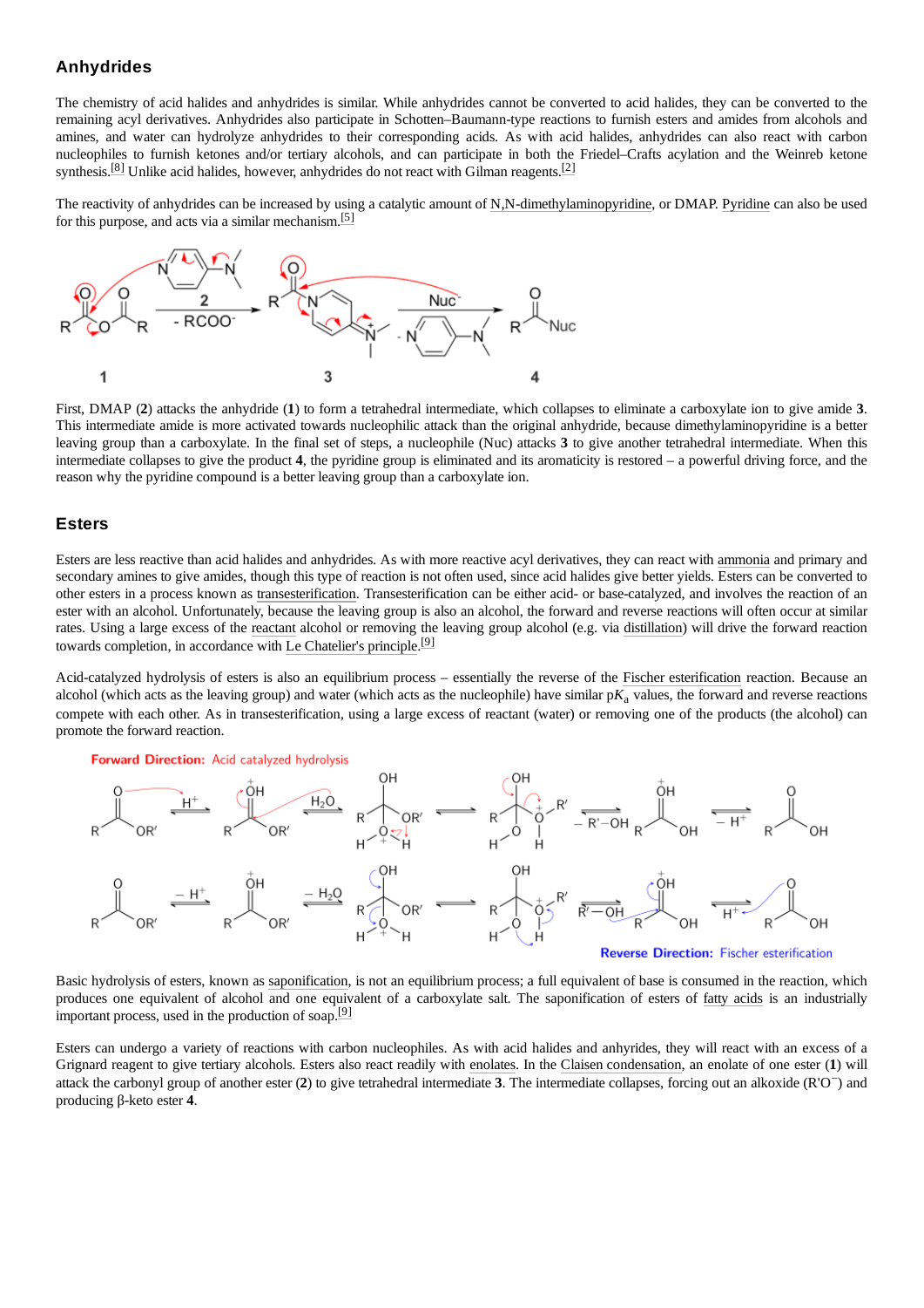## Anhydrides

The chemistry of acid halides and anhydrides is similar. While anhydrides cannot be converted to acid halides, they can be converted to the remaining acyl derivatives. Anhydrides also participate in Schotten–Baumann-type reactions to furnish esters and amides from alcohols and amines, and water can hydrolyze anhydrides to their corresponding acids. As with acid halides, anhydrides can also react with carbon nucleophiles to furnish ketones and/or tertiary alcohols, and can participate in both the Friedel–Crafts acylation and the Weinreb ketone synthesis.[8] Unlike acid halides, however, anhydrides do not react with Gilman reagents.[2]

The reactivity of anhydrides can be increased by using a catalytic amount of N,N-dimethylaminopyridine, or DMAP. Pyridine can also be used for this purpose, and acts via a similar mechanism.[5]

First, DMAP (**2**) attacks the anhydride (**1**) to form a tetrahedral intermediate, which collapses to eliminate a carboxylate ion to give amide **3**. This intermediate amide is more activated towards nucleophilic attack than the original anhydride, because dimethylaminopyridine is a better leaving group than a carboxylate. In the final set of steps, a nucleophile (Nuc) attacks **3** to give another tetrahedral intermediate. When this intermediate collapses to give the product **4**, the pyridine group is eliminated and its aromaticity is restored – a powerful driving force, and the reason why the pyridine compound is a better leaving group than a carboxylate ion.

## Esters

Esters are less reactive than acid halides and anhydrides. As with more reactive acyl derivatives, they can react with ammonia and primary and secondary amines to give amides, though this type of reaction is not often used, since acid halides give better yields. Esters can be converted to other esters in a process known as transesterification. Transesterification can be either acid- or base-catalyzed, and involves the reaction of an ester with an alcohol. Unfortunately, because the leaving group is also an alcohol, the forward and reverse reactions will often occur at similar rates. Using a large excess of the reactant alcohol or removing the leaving group alcohol (e.g. via distillation) will drive the forward reaction towards completion, in accordance with Le Chatelier's principle.[9]

Acid-catalyzed hydrolysis of esters is also an equilibrium process – essentially the reverse of the Fischer esterification reaction. Because an alcohol (which acts as the leaving group) and water (which acts as the nucleophile) have similar $pK_a$ values, the forward and reverse reactions compete with each other. As in transesterification, using a large excess of reactant (water) or removing one of the products (the alcohol) can promote the forward reaction.

Basic hydrolysis of esters, known as saponification, is not an equilibrium process; a full equivalent of base is consumed in the reaction, which produces one equivalent of alcohol and one equivalent of a carboxylate salt. The saponification of esters of fatty acids is an industrially important process, used in the production of soap.[9]

Esters can undergo a variety of reactions with carbon nucleophiles. As with acid halides and anhyrides, they will react with an excess of a Grignard reagent to give tertiary alcohols. Esters also react readily with enolates. In the Claisen condensation, an enolate of one ester (**1**) will attack the carbonyl group of another ester (**2**) to give tetrahedral intermediate **3**. The intermediate collapses, forcing out an alkoxide ($R'O^-$) and producing β-keto ester **4**.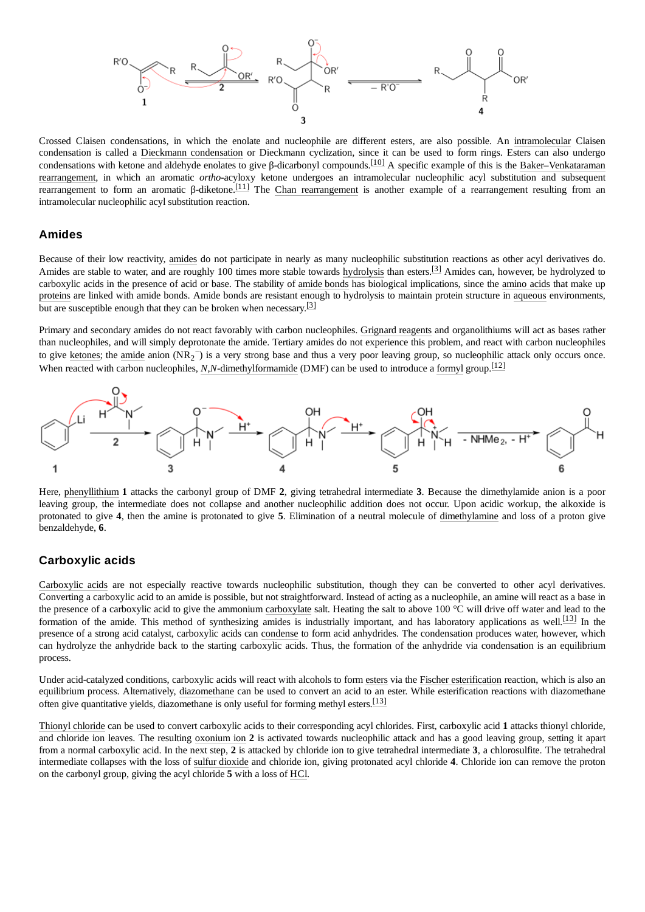Crossed Claisen condensations, in which the enolate and nucleophile are different esters, are also possible. An intramolecular Claisen condensation is called a Dieckmann condensation or Dieckmann cyclization, since it can be used to form rings. Esters can also undergo condensations with ketone and aldehyde enolates to give β-dicarbonyl compounds.[10] A specific example of this is the Baker–Venkataraman rearrangement, in which an aromatic *ortho*-acyloxy ketone undergoes an intramolecular nucleophilic acyl substitution and subsequent rearrangement to form an aromatic β-diketone.[11] The Chan rearrangement is another example of a rearrangement resulting from an intramolecular nucleophilic acyl substitution reaction.

## Amides

Because of their low reactivity, amides do not participate in nearly as many nucleophilic substitution reactions as other acyl derivatives do. Amides are stable to water, and are roughly 100 times more stable towards hydrolysis than esters.[3] Amides can, however, be hydrolyzed to carboxylic acids in the presence of acid or base. The stability of amide bonds has biological implications, since the amino acids that make up proteins are linked with amide bonds. Amide bonds are resistant enough to hydrolysis to maintain protein structure in aqueous environments, but are susceptible enough that they can be broken when necessary.[3]

Primary and secondary amides do not react favorably with carbon nucleophiles. Grignard reagents and organolithiums will act as bases rather than nucleophiles, and will simply deprotonate the amide. Tertiary amides do not experience this problem, and react with carbon nucleophiles to give ketones; the amide anion ($NR_2^-$) is a very strong base and thus a very poor leaving group, so nucleophilic attack only occurs once. When reacted with carbon nucleophiles, *N,N*-dimethylformamide (DMF) can be used to introduce a formyl group.[12]

Here, phenyllithium **1** attacks the carbonyl group of DMF **2**, giving tetrahedral intermediate **3**. Because the dimethylamide anion is a poor leaving group, the intermediate does not collapse and another nucleophilic addition does not occur. Upon acidic workup, the alkoxide is protonated to give **4**, then the amine is protonated to give **5**. Elimination of a neutral molecule of dimethylamine and loss of a proton give benzaldehyde, **6**.

## Carboxylic acids

Carboxylic acids are not especially reactive towards nucleophilic substitution, though they can be converted to other acyl derivatives. Converting a carboxylic acid to an amide is possible, but not straightforward. Instead of acting as a nucleophile, an amine will react as a base in the presence of a carboxylic acid to give the ammonium carboxylate salt. Heating the salt to above 100 °C will drive off water and lead to the formation of the amide. This method of synthesizing amides is industrially important, and has laboratory applications as well.[13] In the presence of a strong acid catalyst, carboxylic acids can condense to form acid anhydrides. The condensation produces water, however, which can hydrolyze the anhydride back to the starting carboxylic acids. Thus, the formation of the anhydride via condensation is an equilibrium process.

Under acid-catalyzed conditions, carboxylic acids will react with alcohols to form esters via the Fischer esterification reaction, which is also an equilibrium process. Alternatively, diazomethane can be used to convert an acid to an ester. While esterification reactions with diazomethane often give quantitative yields, diazomethane is only useful for forming methyl esters.[13]

Thionyl chloride can be used to convert carboxylic acids to their corresponding acyl chlorides. First, carboxylic acid **1** attacks thionyl chloride, and chloride ion leaves. The resulting oxonium ion **2** is activated towards nucleophilic attack and has a good leaving group, setting it apart from a normal carboxylic acid. In the next step, **2** is attacked by chloride ion to give tetrahedral intermediate **3**, a chlorosulfite. The tetrahedral intermediate collapses with the loss of sulfur dioxide and chloride ion, giving protonated acyl chloride **4**. Chloride ion can remove the proton on the carbonyl group, giving the acyl chloride **5** with a loss of HCl.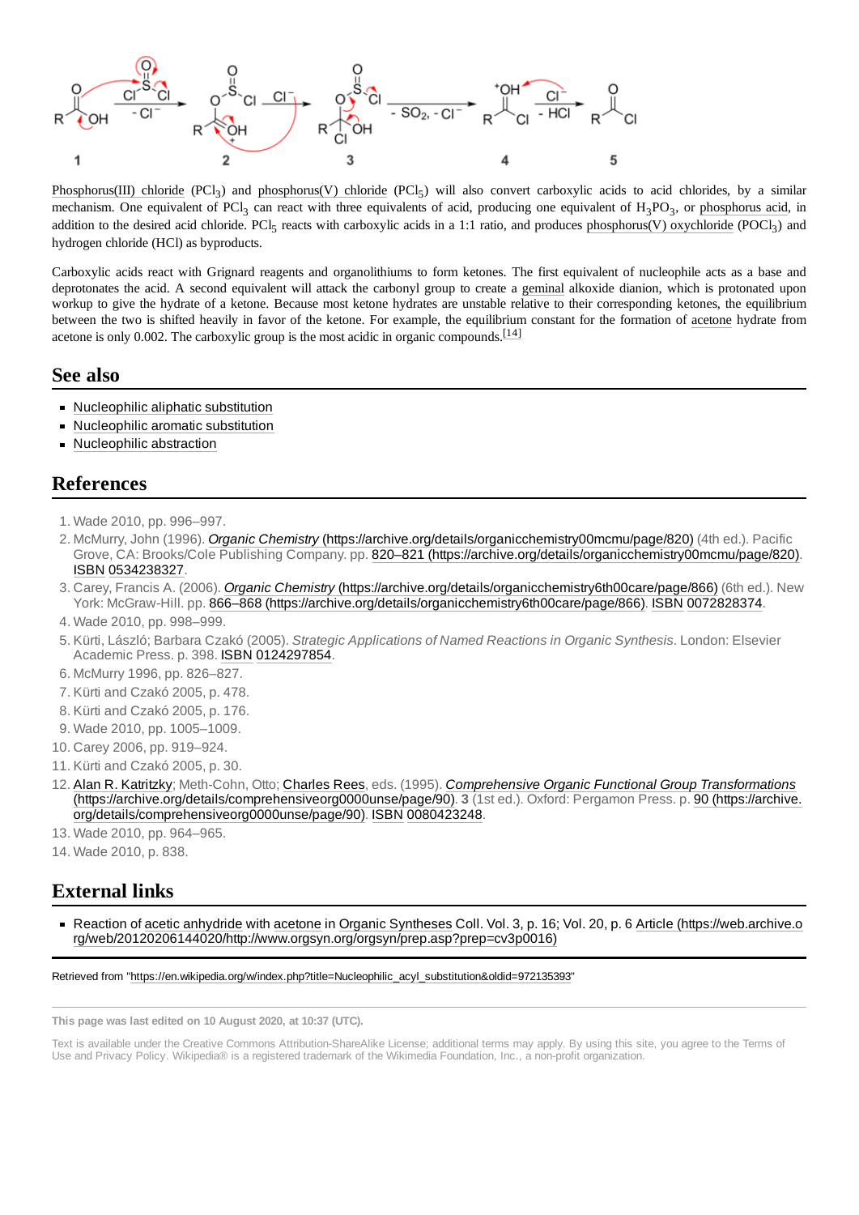Phosphorus(III) chloride ($PCl_3$) and phosphorus(V) chloride ($PCl_5$) will also convert carboxylic acids to acid chlorides, by a similar mechanism. One equivalent of $PCl_3$ can react with three equivalents of acid, producing one equivalent of $H_3PO_3$, or phosphorus acid, in addition to the desired acid chloride. $PCl_5$ reacts with carboxylic acids in a 1:1 ratio, and produces phosphorus(V) oxychloride ($POCl_3$) and hydrogen chloride (HCl) as byproducts.

Carboxylic acids react with Grignard reagents and organolithiums to form ketones. The first equivalent of nucleophile acts as a base and deprotonates the acid. A second equivalent will attack the carbonyl group to create a geminal alkoxide dianion, which is protonated upon workup to give the hydrate of a ketone. Because most ketone hydrates are unstable relative to their corresponding ketones, the equilibrium between the two is shifted heavily in favor of the ketone. For example, the equilibrium constant for the formation of acetone hydrate from acetone is only 0.002. The carboxylic group is the most acidic in organic compounds.[14]

## See also

- Nucleophilic aliphatic substitution
- Nucleophilic aromatic substitution
- Nucleophilic abstraction

## References

1. Wade 2010, pp. 996–997.
2. McMurry, John (1996). *Organic Chemistry* (https://archive.org/details/organicchemistry00mcmu/page/820) (4th ed.). Pacific Grove, CA: Brooks/Cole Publishing Company. pp. 820–821 (https://archive.org/details/organicchemistry00mcmu/page/820). ISBN 0534238327.
3. Carey, Francis A. (2006). *Organic Chemistry* (https://archive.org/details/organicchemistry6th00care/page/866) (6th ed.). New York: McGraw-Hill. pp. 866–868 (https://archive.org/details/organicchemistry6th00care/page/866). ISBN 0072828374.
4. Wade 2010, pp. 998–999.
5. Kürti, László; Barbara Czakó (2005). *Strategic Applications of Named Reactions in Organic Synthesis*. London: Elsevier Academic Press. p. 398. ISBN 0124297854.
6. McMurry 1996, pp. 826–827.
7. Kürti and Czakó 2005, p. 478.
8. Kürti and Czakó 2005, p. 176.
9. Wade 2010, pp. 1005–1009.
10. Carey 2006, pp. 919–924.
11. Kürti and Czakó 2005, p. 30.
12. Alan R. Katritzky; Meth-Cohn, Otto; Charles Rees, eds. (1995). *Comprehensive Organic Functional Group Transformations* (https://archive.org/details/comprehensiveorg0000unse/page/90). **3** (1st ed.). Oxford: Pergamon Press. p. 90 (https://archive.org/details/comprehensiveorg0000unse/page/90). ISBN 0080423248.
13. Wade 2010, pp. 964–965.
14. Wade 2010, p. 838.

## External links

- Reaction of acetic anhydride with acetone in Organic Syntheses Coll. Vol. 3, p. 16; Vol. 20, p. 6 Article (https://web.archive.org/web/20120206144020/http://www.orgsyn.org/orgsyn/prep.asp?prep=cv3p0016)

Retrieved from "https://en.wikipedia.org/w/index.php?title=Nucleophilic_acyl_substitution&oldid=972135393"

This page was last edited on 10 August 2020, at 10:37 (UTC).

Text is available under the Creative Commons Attribution-ShareAlike License; additional terms may apply. By using this site, you agree to the Terms of Use and Privacy Policy. Wikipedia® is a registered trademark of the Wikimedia Foundation, Inc., a non-profit organization.